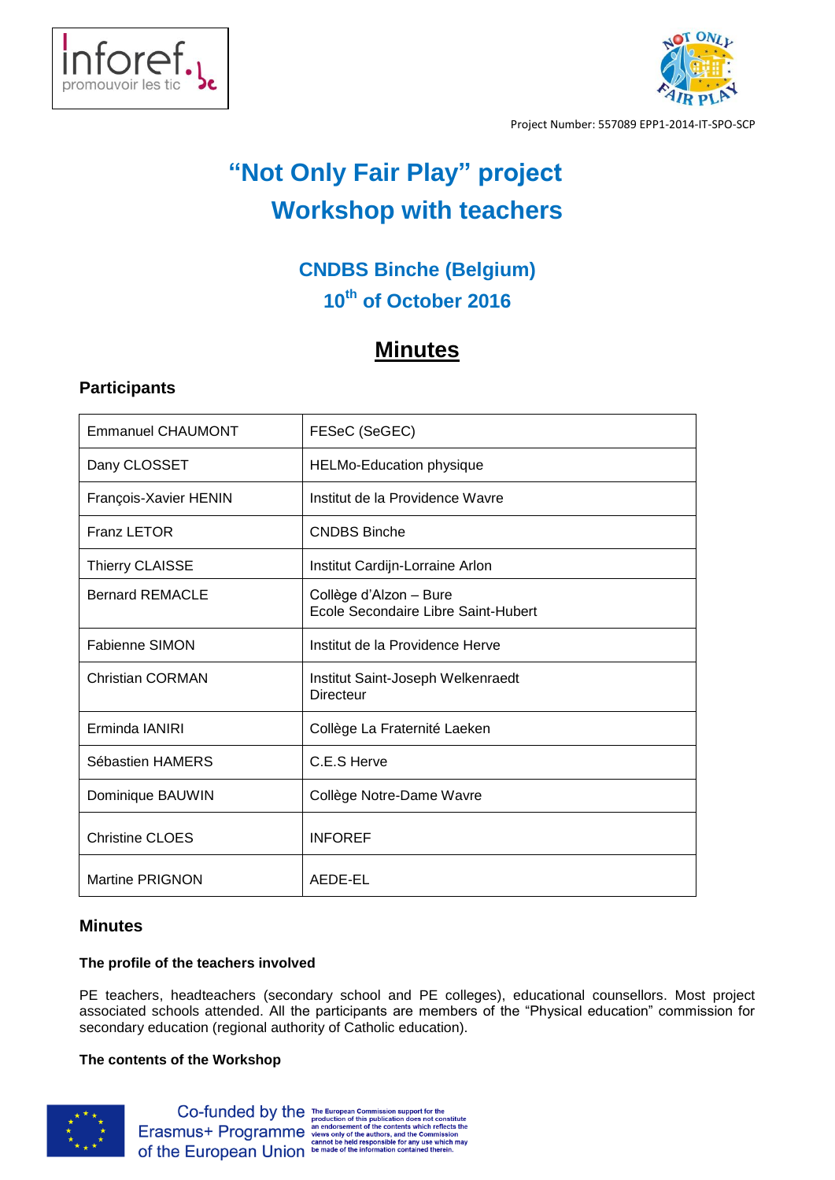Project Number: 557089 EPP1-2014-IT-SPO-SCP

# "Not Only Fair Play" project
# Workshop with teachers

## CNDBS Binche (Belgium)
## 10th of October 2016

## Minutes

### Participants

| | |
|---|---|
| Emmanuel CHAUMONT | FESeC (SeGEC) |
| Dany CLOSSET | HELMo-Education physique |
| François-Xavier HENIN | Institut de la Providence Wavre |
| Franz LETOR | CNDBS Binche |
| Thierry CLAISSE | Institut Cardijn-Lorraine Arlon |
| Bernard REMACLE | Collège d'Alzon – Bure<br>Ecole Secondaire Libre Saint-Hubert |
| Fabienne SIMON | Institut de la Providence Herve |
| Christian CORMAN | Institut Saint-Joseph Welkenraedt<br>Directeur |
| Erminda IANIRI | Collège La Fraternité Laeken |
| Sébastien HAMERS | C.E.S Herve |
| Dominique BAUWIN | Collège Notre-Dame Wavre |
| Christine CLOES | INFOREF |
| Martine PRIGNON | AEDE-EL |

### Minutes

**The profile of the teachers involved**

PE teachers, headteachers (secondary school and PE colleges), educational counsellors. Most project associated schools attended. All the participants are members of the "Physical education" commission for secondary education (regional authority of Catholic education).

**The contents of the Workshop**

Co-funded by the Erasmus+ Programme of the European Union. The European Commission support for the production of this publication does not constitute an endorsement of the contents which reflects the views only of the authors, and the Commission cannot be held responsible for any use which may be made of the information contained therein.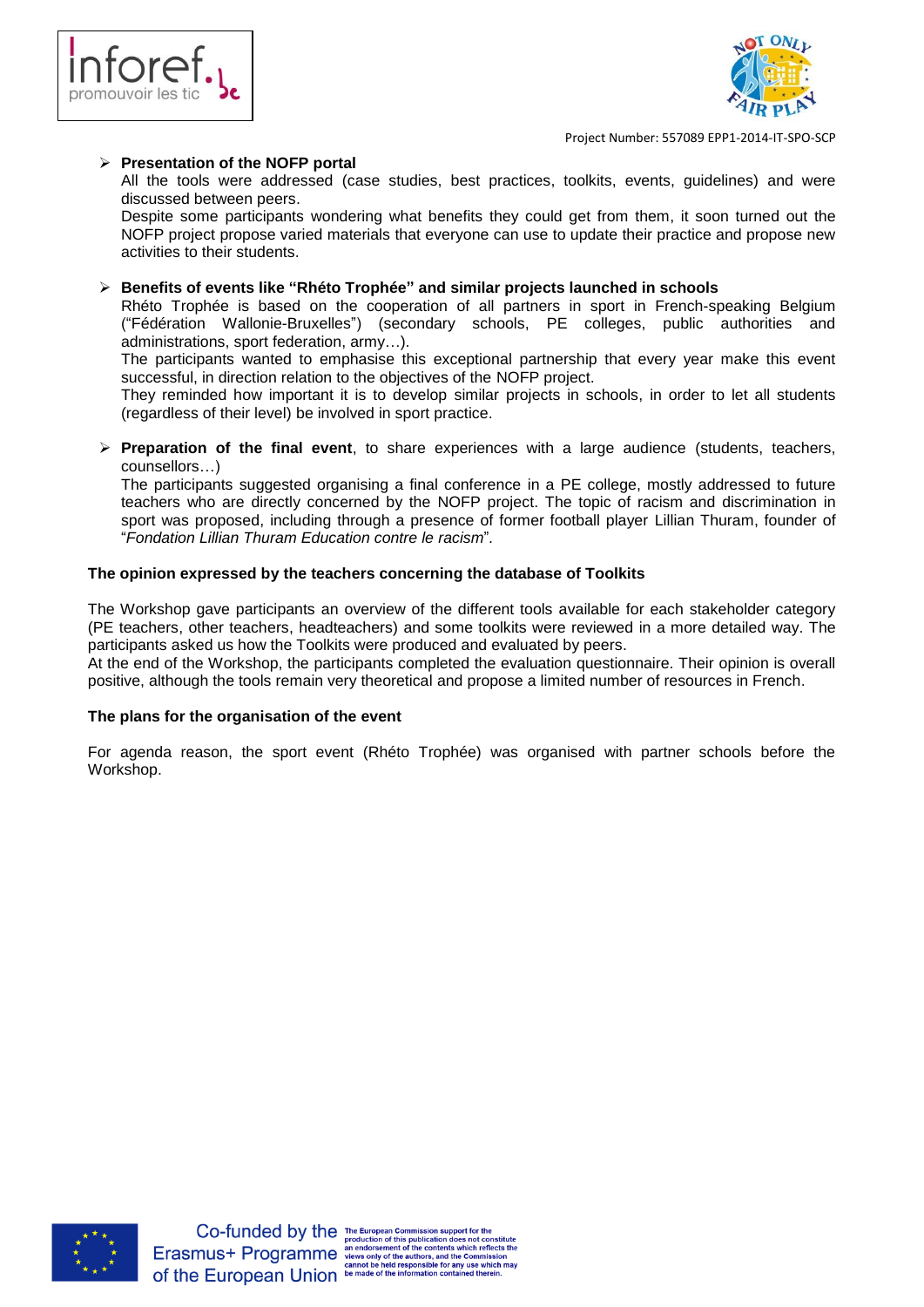- **Presentation of the NOFP portal**

  All the tools were addressed (case studies, best practices, toolkits, events, guidelines) and were discussed between peers.

  Despite some participants wondering what benefits they could get from them, it soon turned out the NOFP project propose varied materials that everyone can use to update their practice and propose new activities to their students.

- **Benefits of events like "Rhéto Trophée" and similar projects launched in schools**

  Rhéto Trophée is based on the cooperation of all partners in sport in French-speaking Belgium ("Fédération Wallonie-Bruxelles") (secondary schools, PE colleges, public authorities and administrations, sport federation, army…).

  The participants wanted to emphasise this exceptional partnership that every year make this event successful, in direction relation to the objectives of the NOFP project.

  They reminded how important it is to develop similar projects in schools, in order to let all students (regardless of their level) be involved in sport practice.

- **Preparation of the final event**, to share experiences with a large audience (students, teachers, counsellors…)

  The participants suggested organising a final conference in a PE college, mostly addressed to future teachers who are directly concerned by the NOFP project. The topic of racism and discrimination in sport was proposed, including through a presence of former football player Lillian Thuram, founder of "*Fondation Lillian Thuram Education contre le racism*".

**The opinion expressed by the teachers concerning the database of Toolkits**

The Workshop gave participants an overview of the different tools available for each stakeholder category (PE teachers, other teachers, headteachers) and some toolkits were reviewed in a more detailed way. The participants asked us how the Toolkits were produced and evaluated by peers.

At the end of the Workshop, the participants completed the evaluation questionnaire. Their opinion is overall positive, although the tools remain very theoretical and propose a limited number of resources in French.

**The plans for the organisation of the event**

For agenda reason, the sport event (Rhéto Trophée) was organised with partner schools before the Workshop.